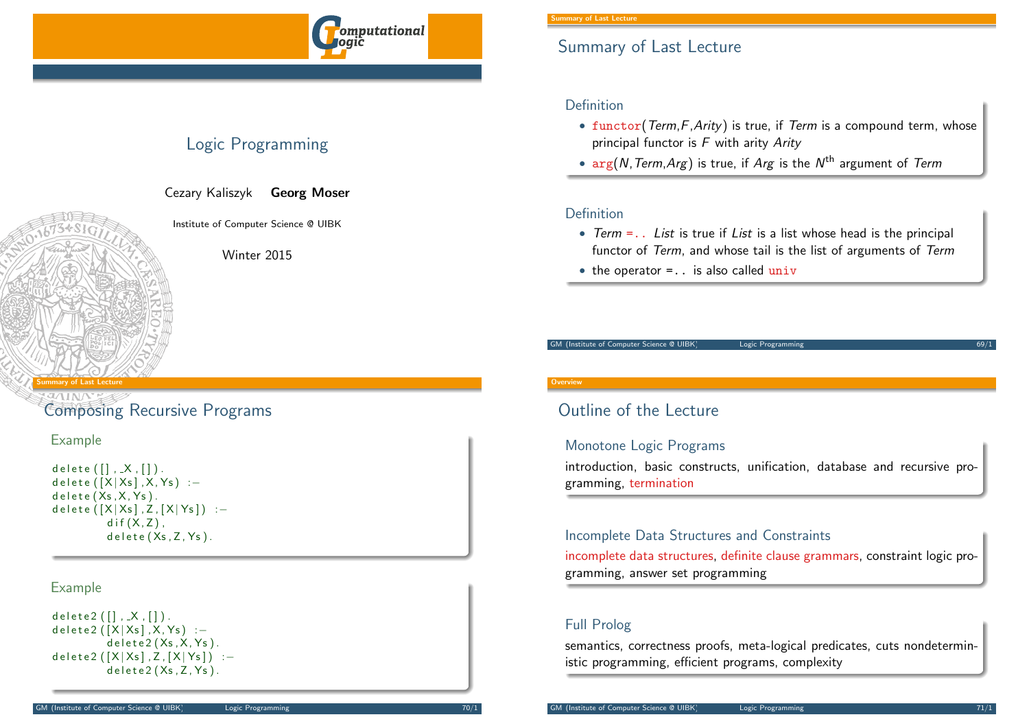# Logic Programming

Cezary Kaliszyk **Georg Moser**

Institute of Computer Science @ UIBK

Winter 2015

## Summary of Last Lecture

### Definition

- `functor`(*Term*,*F*,*Arity*) is true, if *Term* is a compound term, whose principal functor is *F* with arity *Arity*
- `arg`(*N*,*Term*,*Arg*) is true, if *Arg* is the $N^{\text{th}}$ argument of *Term*

### Definition

- *Term* `=..` *List* is true if *List* is a list whose head is the principal functor of *Term*, and whose tail is the list of arguments of *Term*
- the operator `=..` is also called `univ`

## Composing Recursive Programs

### Example

```
delete([],_X,[]).
delete([X|Xs],X,Ys) :-
delete(Xs,X,Ys).
delete([X|Xs],Z,[X|Ys]) :-
        dif(X,Z),
        delete(Xs,Z,Ys).
```

### Example

```
delete2([],_X,[]).
delete2([X|Xs],X,Ys) :-
        delete2(Xs,X,Ys).
delete2([X|Xs],Z,[X|Ys]) :-
        delete2(Xs,Z,Ys).
```

## Outline of the Lecture

### Monotone Logic Programs

introduction, basic constructs, unification, database and recursive programming, termination

### Incomplete Data Structures and Constraints

incomplete data structures, definite clause grammars, constraint logic programming, answer set programming

### Full Prolog

semantics, correctness proofs, meta-logical predicates, cuts nondeterministic programming, efficient programs, complexity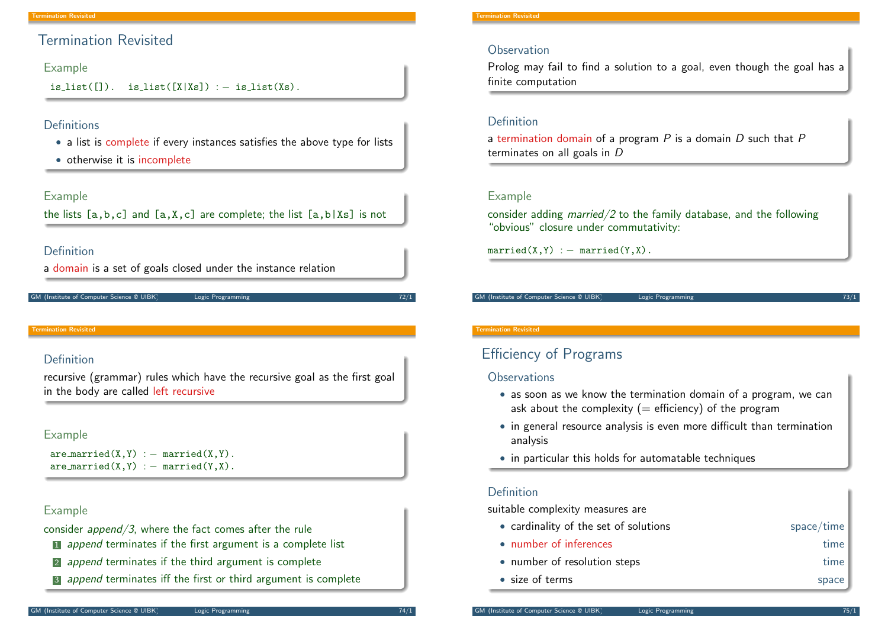# Termination Revisited

### Example

```
is_list([]).  is_list([X|Xs]) :- is_list(Xs).
```

### Definitions

- a list is complete if every instances satisfies the above type for lists
- otherwise it is incomplete

### Example

the lists [a,b,c] and [a,X,c] are complete; the list [a,b|Xs] is not

### Definition

a domain is a set of goals closed under the instance relation

### Observation

Prolog may fail to find a solution to a goal, even though the goal has a finite computation

### Definition

a termination domain of a program $P$ is a domain $D$ such that $P$ terminates on all goals in $D$

### Example

consider adding *married/2* to the family database, and the following "obvious" closure under commutativity:

```
married(X,Y) :- married(Y,X).
```

### Definition

recursive (grammar) rules which have the recursive goal as the first goal in the body are called left recursive

### Example

```
are_married(X,Y) :- married(X,Y).
are_married(X,Y) :- married(Y,X).
```

### Example

consider *append/3*, where the fact comes after the rule

1. *append* terminates if the first argument is a complete list
2. *append* terminates if the third argument is complete
3. *append* terminates iff the first or third argument is complete

## Efficiency of Programs

### Observations

- as soon as we know the termination domain of a program, we can ask about the complexity (= efficiency) of the program
- in general resource analysis is even more difficult than termination analysis
- in particular this holds for automatable techniques

### Definition

suitable complexity measures are

- cardinality of the set of solutions — space/time
- number of inferences — time
- number of resolution steps — time
- size of terms — space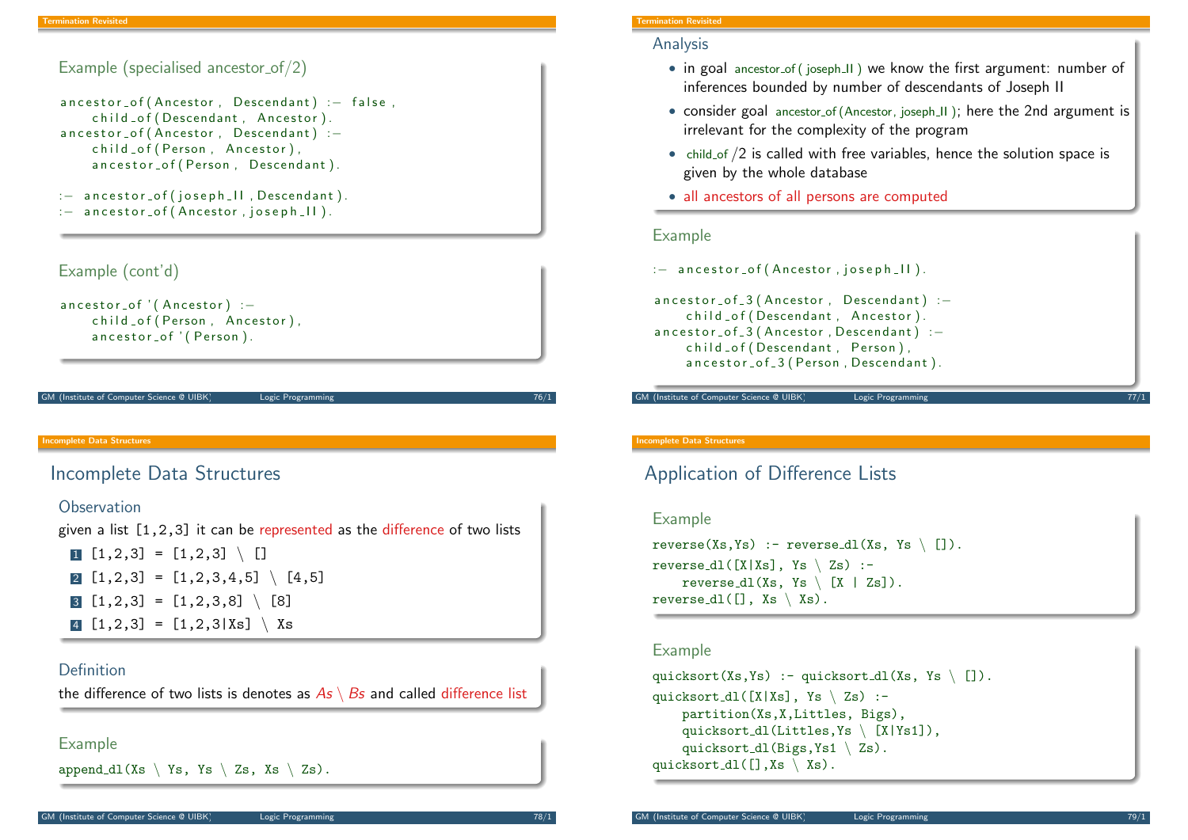### Example (specialised ancestor_of/2)

```
ancestor_of(Ancestor, Descendant) :- false,
    child_of(Descendant, Ancestor).
ancestor_of(Ancestor, Descendant) :-
    child_of(Person, Ancestor),
    ancestor_of(Person, Descendant).

:- ancestor_of(joseph_II, Descendant).
:- ancestor_of(Ancestor, joseph_II).
```

### Example (cont'd)

```
ancestor_of'(Ancestor) :-
    child_of(Person, Ancestor),
    ancestor_of'(Person).
```

### Analysis

- in goal `ancestor_of(joseph_II)` we know the first argument: number of inferences bounded by number of descendants of Joseph II
- consider goal `ancestor_of(Ancestor, joseph_II)`; here the 2nd argument is irrelevant for the complexity of the program
- `child_of/2` is called with free variables, hence the solution space is given by the whole database
- all ancestors of all persons are computed

### Example

```
:- ancestor_of(Ancestor, joseph_II).

ancestor_of_3(Ancestor, Descendant) :-
    child_of(Descendant, Ancestor).
ancestor_of_3(Ancestor, Descendant) :-
    child_of(Descendant, Person),
    ancestor_of_3(Person, Descendant).
```

## Incomplete Data Structures

### Observation

given a list [1,2,3] it can be represented as the difference of two lists

1. [1,2,3] = [1,2,3] \ []
2. [1,2,3] = [1,2,3,4,5] \ [4,5]
3. [1,2,3] = [1,2,3,8] \ [8]
4. [1,2,3] = [1,2,3|Xs] \ Xs

### Definition

the difference of two lists is denotes as $As \setminus Bs$ and called difference list

### Example

```
append_dl(Xs \ Ys, Ys \ Zs, Xs \ Zs).
```

## Application of Difference Lists

### Example

```
reverse(Xs,Ys) :- reverse_dl(Xs, Ys \ []).
reverse_dl([X|Xs], Ys \ Zs) :-
    reverse_dl(Xs, Ys \ [X | Zs]).
reverse_dl([], Xs \ Xs).
```

### Example

```
quicksort(Xs,Ys) :- quicksort_dl(Xs, Ys \ []).
quicksort_dl([X|Xs], Ys \ Zs) :-
    partition(Xs,X,Littles, Bigs),
    quicksort_dl(Littles,Ys \ [X|Ys1]),
    quicksort_dl(Bigs,Ys1 \ Zs).
quicksort_dl([],Xs \ Xs).
```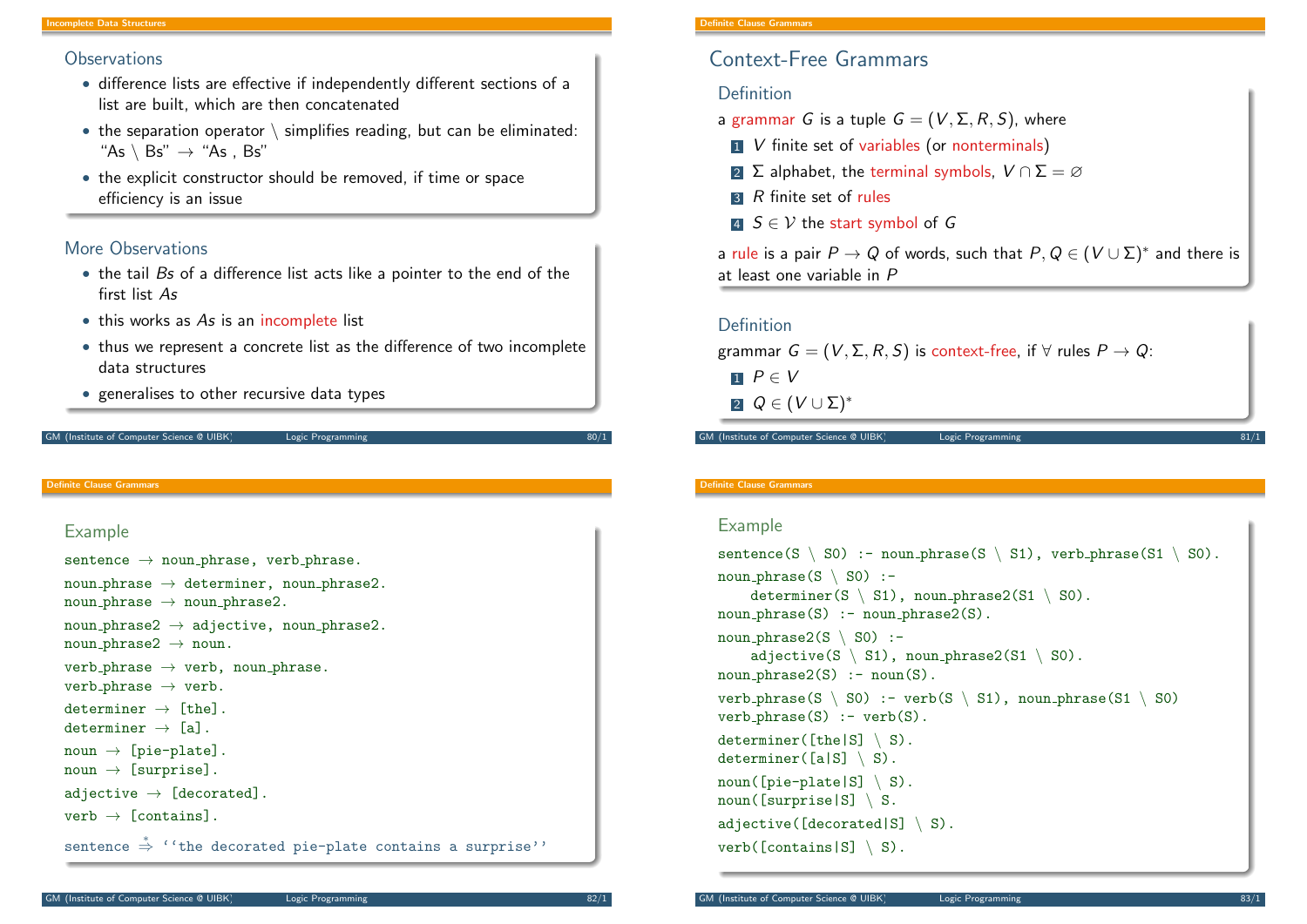## Observations

- difference lists are effective if independently different sections of a list are built, which are then concatenated
- the separation operator \ simplifies reading, but can be eliminated: "As \ Bs" → "As , Bs"
- the explicit constructor should be removed, if time or space efficiency is an issue

## More Observations

- the tail *Bs* of a difference list acts like a pointer to the end of the first list *As*
- this works as *As* is an incomplete list
- thus we represent a concrete list as the difference of two incomplete data structures
- generalises to other recursive data types

# Context-Free Grammars

## Definition

a grammar $G$ is a tuple $G = (V, \Sigma, R, S)$, where

1. $V$ finite set of variables (or nonterminals)
2. $\Sigma$ alphabet, the terminal symbols, $V \cap \Sigma = \varnothing$
3. $R$ finite set of rules
4. $S \in \mathcal{V}$ the start symbol of $G$

a rule is a pair $P \to Q$ of words, such that $P, Q \in (V \cup \Sigma)^*$ and there is at least one variable in $P$

## Definition

grammar $G = (V, \Sigma, R, S)$ is context-free, if $\forall$ rules $P \to Q$:

1. $P \in V$
2. $Q \in (V \cup \Sigma)^*$

## Example

```
sentence → noun_phrase, verb_phrase.
noun_phrase → determiner, noun_phrase2.
noun_phrase → noun_phrase2.
noun_phrase2 → adjective, noun_phrase2.
noun_phrase2 → noun.
verb_phrase → verb, noun_phrase.
verb_phrase → verb.
determiner → [the].
determiner → [a].
noun → [pie-plate].
noun → [surprise].
adjective → [decorated].
verb → [contains].
```

sentence $\overset{*}{\Rightarrow}$ ''the decorated pie-plate contains a surprise''

## Example

```
sentence(S \ S0) :- noun_phrase(S \ S1), verb_phrase(S1 \ S0).
noun_phrase(S \ S0) :-
    determiner(S \ S1), noun_phrase2(S1 \ S0).
noun_phrase(S) :- noun_phrase2(S).
noun_phrase2(S \ S0) :-
    adjective(S \ S1), noun_phrase2(S1 \ S0).
noun_phrase2(S) :- noun(S).
verb_phrase(S \ S0) :- verb(S \ S1), noun_phrase(S1 \ S0)
verb_phrase(S) :- verb(S).
determiner([the|S] \ S).
determiner([a|S] \ S).
noun([pie-plate|S] \ S).
noun([surprise|S] \ S.
adjective([decorated|S] \ S).
verb([contains|S] \ S).
```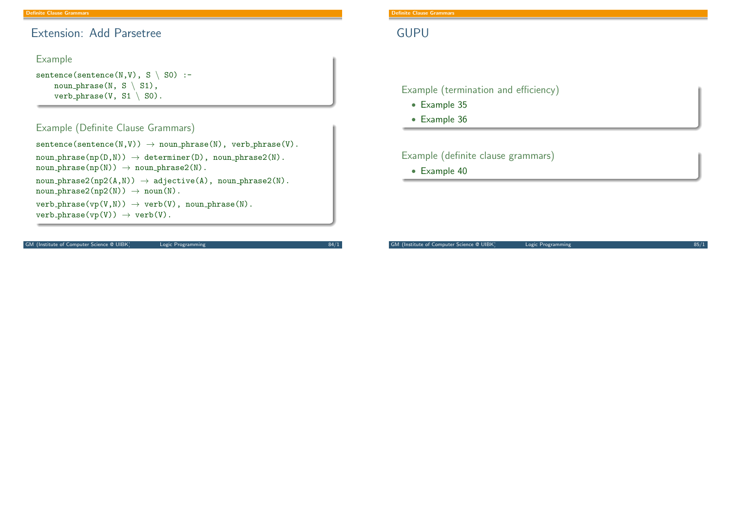## Extension: Add Parsetree

### Example

```
sentence(sentence(N,V), S \ S0) :-
    noun_phrase(N, S \ S1),
    verb_phrase(V, S1 \ S0).
```

### Example (Definite Clause Grammars)

```
sentence(sentence(N,V)) → noun_phrase(N), verb_phrase(V).
noun_phrase(np(D,N)) → determiner(D), noun_phrase2(N).
noun_phrase(np(N)) → noun_phrase2(N).
noun_phrase2(np2(A,N)) → adjective(A), noun_phrase2(N).
noun_phrase2(np2(N)) → noun(N).
verb_phrase(vp(V,N)) → verb(V), noun_phrase(N).
verb_phrase(vp(V)) → verb(V).
```

## GUPU

### Example (termination and efficiency)

- Example 35
- Example 36

### Example (definite clause grammars)

- Example 40